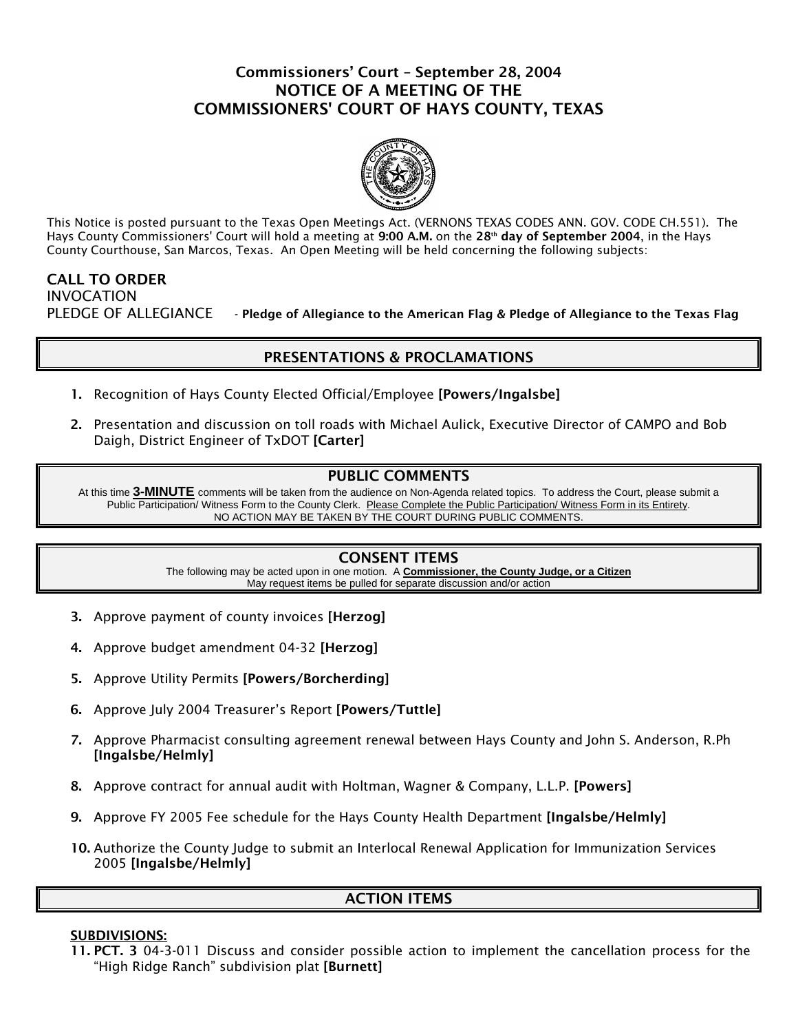# Commissioners' Court – September 28, 2004
# NOTICE OF A MEETING OF THE COMMISSIONERS' COURT OF HAYS COUNTY, TEXAS

This Notice is posted pursuant to the Texas Open Meetings Act. (VERNONS TEXAS CODES ANN. GOV. CODE CH.551). The Hays County Commissioners' Court will hold a meeting at **9:00 A.M.** on the **28th day of September 2004**, in the Hays County Courthouse, San Marcos, Texas. An Open Meeting will be held concerning the following subjects:

**CALL TO ORDER**
INVOCATION
PLEDGE OF ALLEGIANCE - **Pledge of Allegiance to the American Flag & Pledge of Allegiance to the Texas Flag**

## PRESENTATIONS & PROCLAMATIONS

1. Recognition of Hays County Elected Official/Employee **[Powers/Ingalsbe]**
2. Presentation and discussion on toll roads with Michael Aulick, Executive Director of CAMPO and Bob Daigh, District Engineer of TxDOT **[Carter]**

## PUBLIC COMMENTS

At this time **3-MINUTE** comments will be taken from the audience on Non-Agenda related topics. To address the Court, please submit a Public Participation/ Witness Form to the County Clerk. Please Complete the Public Participation/ Witness Form in its Entirety. NO ACTION MAY BE TAKEN BY THE COURT DURING PUBLIC COMMENTS.

## CONSENT ITEMS

The following may be acted upon in one motion. A **Commissioner, the County Judge, or a Citizen** May request items be pulled for separate discussion and/or action

3. Approve payment of county invoices **[Herzog]**
4. Approve budget amendment 04-32 **[Herzog]**
5. Approve Utility Permits **[Powers/Borcherding]**
6. Approve July 2004 Treasurer's Report **[Powers/Tuttle]**
7. Approve Pharmacist consulting agreement renewal between Hays County and John S. Anderson, R.Ph **[Ingalsbe/Helmly]**
8. Approve contract for annual audit with Holtman, Wagner & Company, L.L.P. **[Powers]**
9. Approve FY 2005 Fee schedule for the Hays County Health Department **[Ingalsbe/Helmly]**
10. Authorize the County Judge to submit an Interlocal Renewal Application for Immunization Services 2005 **[Ingalsbe/Helmly]**

## ACTION ITEMS

**SUBDIVISIONS:**

11. **PCT. 3** 04-3-011 Discuss and consider possible action to implement the cancellation process for the "High Ridge Ranch" subdivision plat **[Burnett]**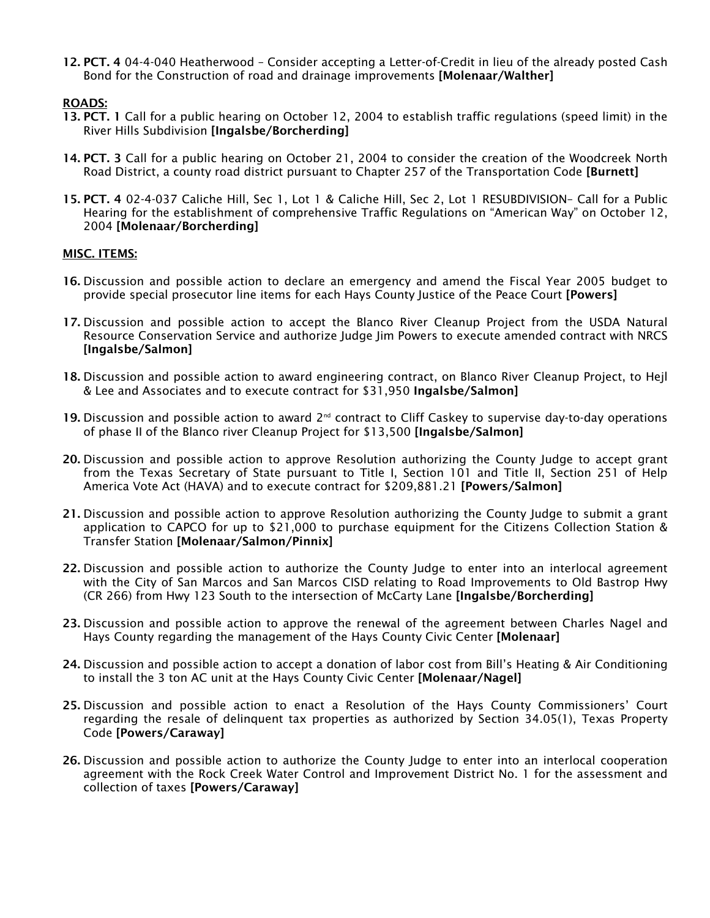12. **PCT. 4** 04-4-040 Heatherwood – Consider accepting a Letter-of-Credit in lieu of the already posted Cash Bond for the Construction of road and drainage improvements **[Molenaar/Walther]**

**ROADS:**

13. **PCT. 1** Call for a public hearing on October 12, 2004 to establish traffic regulations (speed limit) in the River Hills Subdivision **[Ingalsbe/Borcherding]**

14. **PCT. 3** Call for a public hearing on October 21, 2004 to consider the creation of the Woodcreek North Road District, a county road district pursuant to Chapter 257 of the Transportation Code **[Burnett]**

15. **PCT. 4** 02-4-037 Caliche Hill, Sec 1, Lot 1 & Caliche Hill, Sec 2, Lot 1 RESUBDIVISION– Call for a Public Hearing for the establishment of comprehensive Traffic Regulations on "American Way" on October 12, 2004 **[Molenaar/Borcherding]**

**MISC. ITEMS:**

16. Discussion and possible action to declare an emergency and amend the Fiscal Year 2005 budget to provide special prosecutor line items for each Hays County Justice of the Peace Court **[Powers]**

17. Discussion and possible action to accept the Blanco River Cleanup Project from the USDA Natural Resource Conservation Service and authorize Judge Jim Powers to execute amended contract with NRCS **[Ingalsbe/Salmon]**

18. Discussion and possible action to award engineering contract, on Blanco River Cleanup Project, to Hejl & Lee and Associates and to execute contract for $31,950 **Ingalsbe/Salmon]**

19. Discussion and possible action to award 2nd contract to Cliff Caskey to supervise day-to-day operations of phase II of the Blanco river Cleanup Project for $13,500 **[Ingalsbe/Salmon]**

20. Discussion and possible action to approve Resolution authorizing the County Judge to accept grant from the Texas Secretary of State pursuant to Title I, Section 101 and Title II, Section 251 of Help America Vote Act (HAVA) and to execute contract for $209,881.21 **[Powers/Salmon]**

21. Discussion and possible action to approve Resolution authorizing the County Judge to submit a grant application to CAPCO for up to $21,000 to purchase equipment for the Citizens Collection Station & Transfer Station **[Molenaar/Salmon/Pinnix]**

22. Discussion and possible action to authorize the County Judge to enter into an interlocal agreement with the City of San Marcos and San Marcos CISD relating to Road Improvements to Old Bastrop Hwy (CR 266) from Hwy 123 South to the intersection of McCarty Lane **[Ingalsbe/Borcherding]**

23. Discussion and possible action to approve the renewal of the agreement between Charles Nagel and Hays County regarding the management of the Hays County Civic Center **[Molenaar]**

24. Discussion and possible action to accept a donation of labor cost from Bill's Heating & Air Conditioning to install the 3 ton AC unit at the Hays County Civic Center **[Molenaar/Nagel]**

25. Discussion and possible action to enact a Resolution of the Hays County Commissioners' Court regarding the resale of delinquent tax properties as authorized by Section 34.05(1), Texas Property Code **[Powers/Caraway]**

26. Discussion and possible action to authorize the County Judge to enter into an interlocal cooperation agreement with the Rock Creek Water Control and Improvement District No. 1 for the assessment and collection of taxes **[Powers/Caraway]**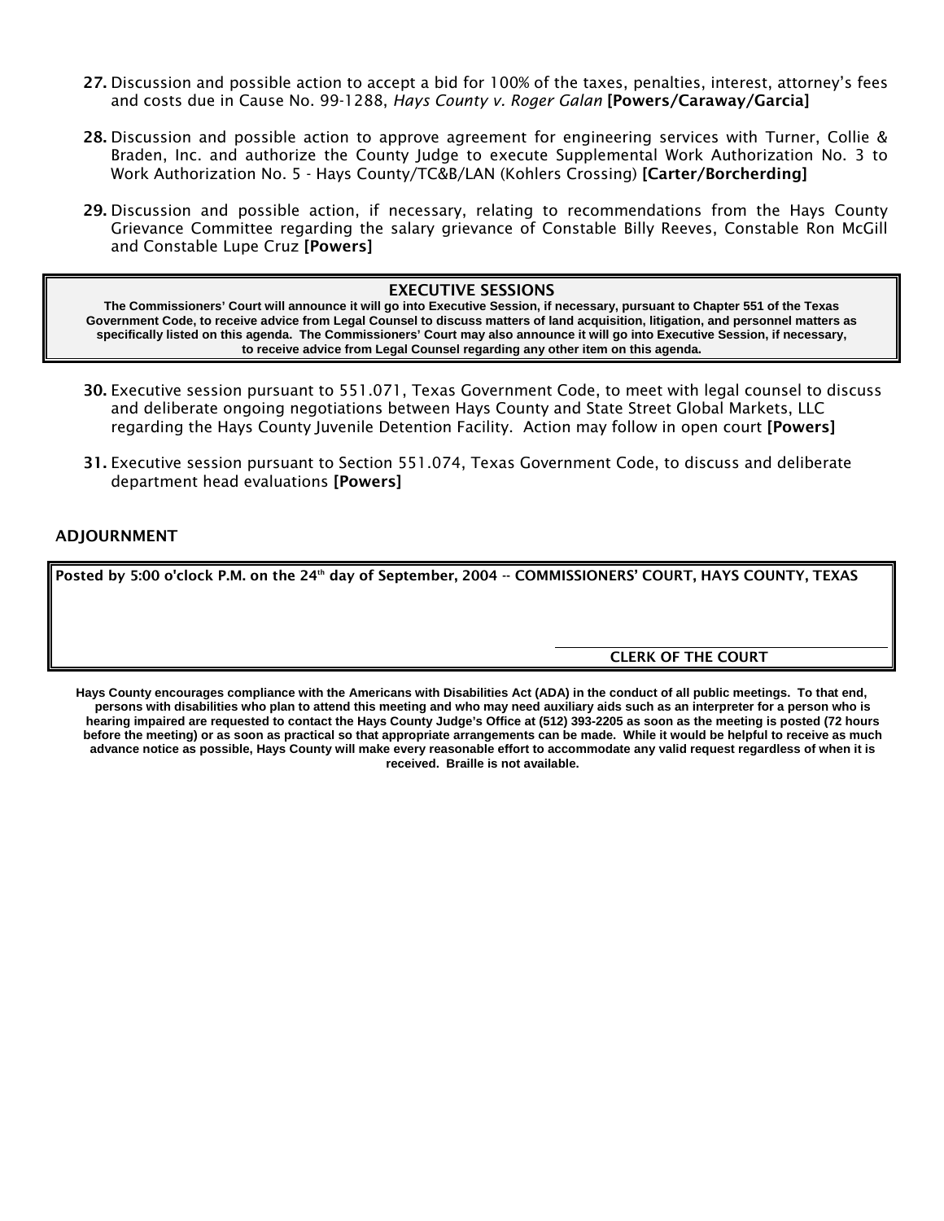27. Discussion and possible action to accept a bid for 100% of the taxes, penalties, interest, attorney's fees and costs due in Cause No. 99-1288, *Hays County v. Roger Galan* **[Powers/Caraway/Garcia]**

28. Discussion and possible action to approve agreement for engineering services with Turner, Collie & Braden, Inc. and authorize the County Judge to execute Supplemental Work Authorization No. 3 to Work Authorization No. 5 - Hays County/TC&B/LAN (Kohlers Crossing) **[Carter/Borcherding]**

29. Discussion and possible action, if necessary, relating to recommendations from the Hays County Grievance Committee regarding the salary grievance of Constable Billy Reeves, Constable Ron McGill and Constable Lupe Cruz **[Powers]**

## EXECUTIVE SESSIONS

**The Commissioners' Court will announce it will go into Executive Session, if necessary, pursuant to Chapter 551 of the Texas Government Code, to receive advice from Legal Counsel to discuss matters of land acquisition, litigation, and personnel matters as specifically listed on this agenda. The Commissioners' Court may also announce it will go into Executive Session, if necessary, to receive advice from Legal Counsel regarding any other item on this agenda.**

30. Executive session pursuant to 551.071, Texas Government Code, to meet with legal counsel to discuss and deliberate ongoing negotiations between Hays County and State Street Global Markets, LLC regarding the Hays County Juvenile Detention Facility. Action may follow in open court **[Powers]**

31. Executive session pursuant to Section 551.074, Texas Government Code, to discuss and deliberate department head evaluations **[Powers]**

## ADJOURNMENT

**Posted by 5:00 o'clock P.M. on the 24th day of September, 2004 -- COMMISSIONERS' COURT, HAYS COUNTY, TEXAS**

\_\_\_\_\_\_\_\_\_\_\_\_\_\_\_\_\_\_\_\_\_\_\_\_\_\_\_\_\_\_\_\_\_\_\_\_

**CLERK OF THE COURT**

**Hays County encourages compliance with the Americans with Disabilities Act (ADA) in the conduct of all public meetings. To that end, persons with disabilities who plan to attend this meeting and who may need auxiliary aids such as an interpreter for a person who is hearing impaired are requested to contact the Hays County Judge's Office at (512) 393-2205 as soon as the meeting is posted (72 hours before the meeting) or as soon as practical so that appropriate arrangements can be made. While it would be helpful to receive as much advance notice as possible, Hays County will make every reasonable effort to accommodate any valid request regardless of when it is received. Braille is not available.**